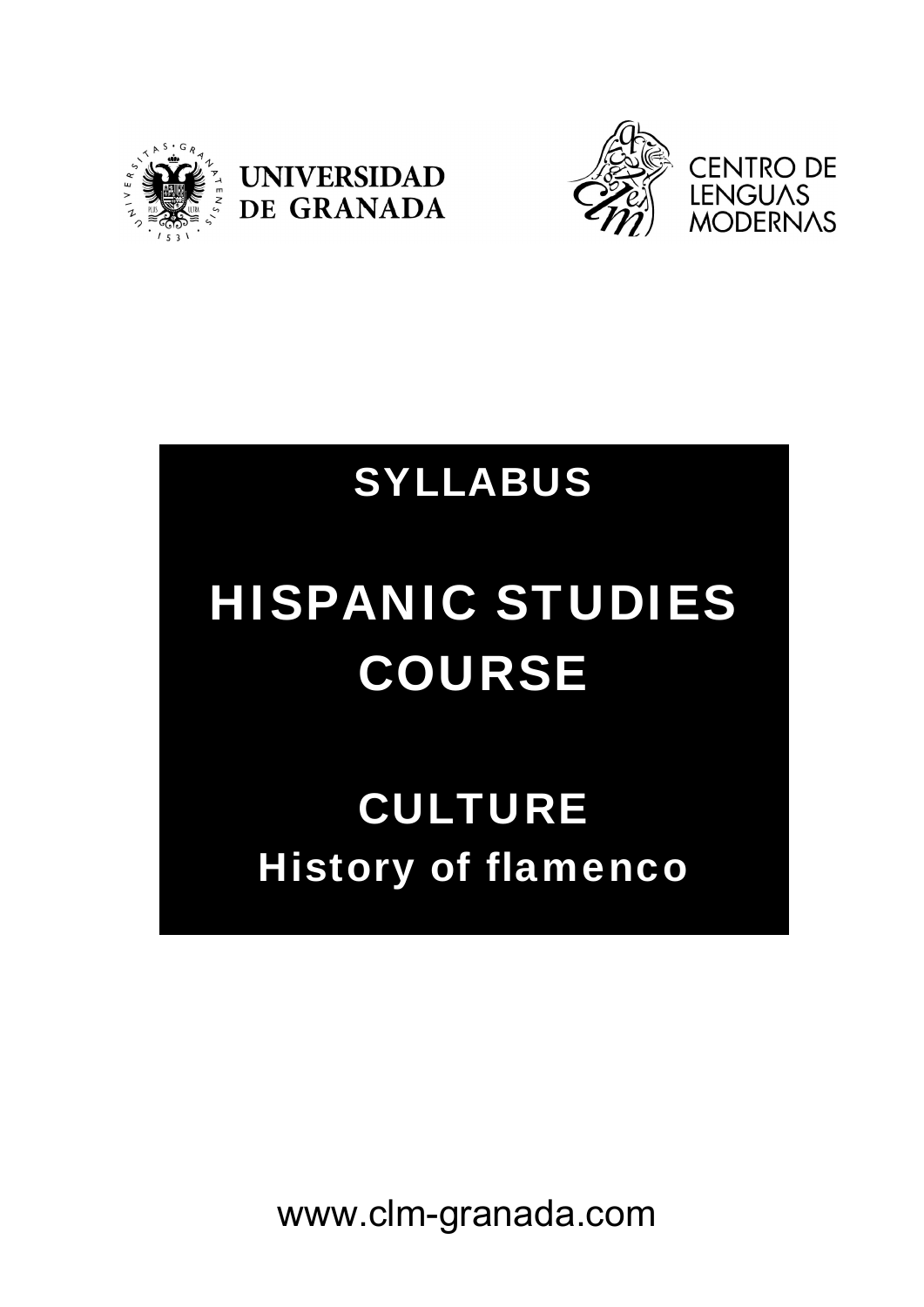UNIVERSIDAD DE GRANADA

CENTRO DE LENGUAS MODERNAS

# SYLLABUS

# HISPANIC STUDIES COURSE

## CULTURE

## History of flamenco

www.clm-granada.com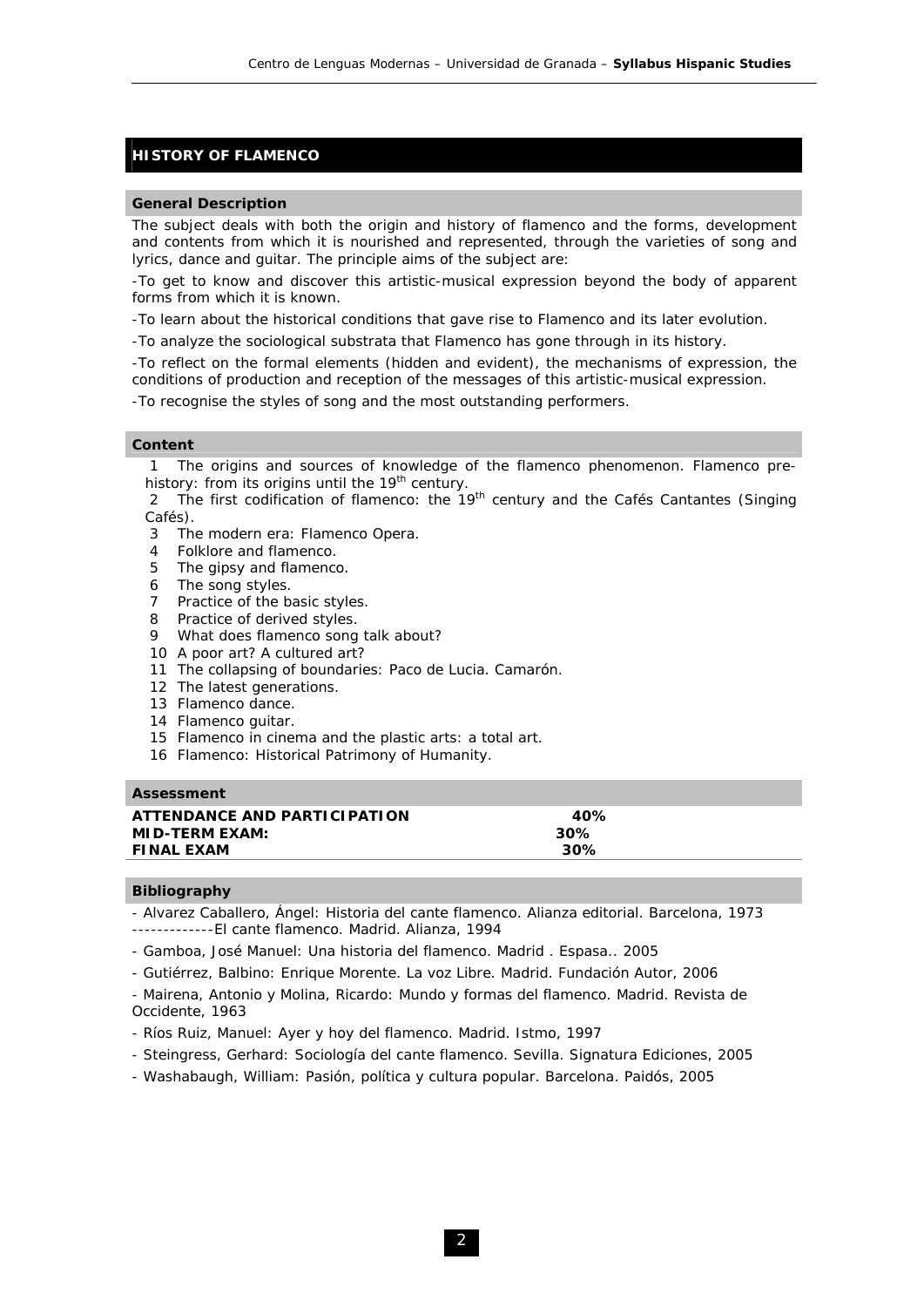## HISTORY OF FLAMENCO

### General Description

The subject deals with both the origin and history of flamenco and the forms, development and contents from which it is nourished and represented, through the varieties of song and lyrics, dance and guitar. The principle aims of the subject are:

-To get to know and discover this artistic-musical expression beyond the body of apparent forms from which it is known.

-To learn about the historical conditions that gave rise to Flamenco and its later evolution.

-To analyze the sociological substrata that Flamenco has gone through in its history.

-To reflect on the formal elements (hidden and evident), the mechanisms of expression, the conditions of production and reception of the messages of this artistic-musical expression.

-To recognise the styles of song and the most outstanding performers.

### Content

1. The origins and sources of knowledge of the flamenco phenomenon. Flamenco pre-history: from its origins until the 19th century.
2. The first codification of flamenco: the 19th century and the Cafés Cantantes (Singing Cafés).
3. The modern era: Flamenco Opera.
4. Folklore and flamenco.
5. The gipsy and flamenco.
6. The song styles.
7. Practice of the basic styles.
8. Practice of derived styles.
9. What does flamenco song talk about?
10. A poor art? A cultured art?
11. The collapsing of boundaries: Paco de Lucia. Camarón.
12. The latest generations.
13. Flamenco dance.
14. Flamenco guitar.
15. Flamenco in cinema and the plastic arts: a total art.
16. Flamenco: Historical Patrimony of Humanity.

### Assessment

| | |
|---|---|
| **ATTENDANCE AND PARTICIPATION** | **40%** |
| **MID-TERM EXAM:** | **30%** |
| **FINAL EXAM** | **30%** |

### Bibliography

- Alvarez Caballero, Ángel: Historia del cante flamenco. Alianza editorial. Barcelona, 1973
-------------El cante flamenco. Madrid. Alianza, 1994
- Gamboa, José Manuel: Una historia del flamenco. Madrid . Espasa.. 2005
- Gutiérrez, Balbino: Enrique Morente. La voz Libre. Madrid. Fundación Autor, 2006
- Mairena, Antonio y Molina, Ricardo: Mundo y formas del flamenco. Madrid. Revista de Occidente, 1963
- Ríos Ruiz, Manuel: Ayer y hoy del flamenco. Madrid. Istmo, 1997
- Steingress, Gerhard: Sociología del cante flamenco. Sevilla. Signatura Ediciones, 2005
- Washabaugh, William: Pasión, política y cultura popular. Barcelona. Paidós, 2005